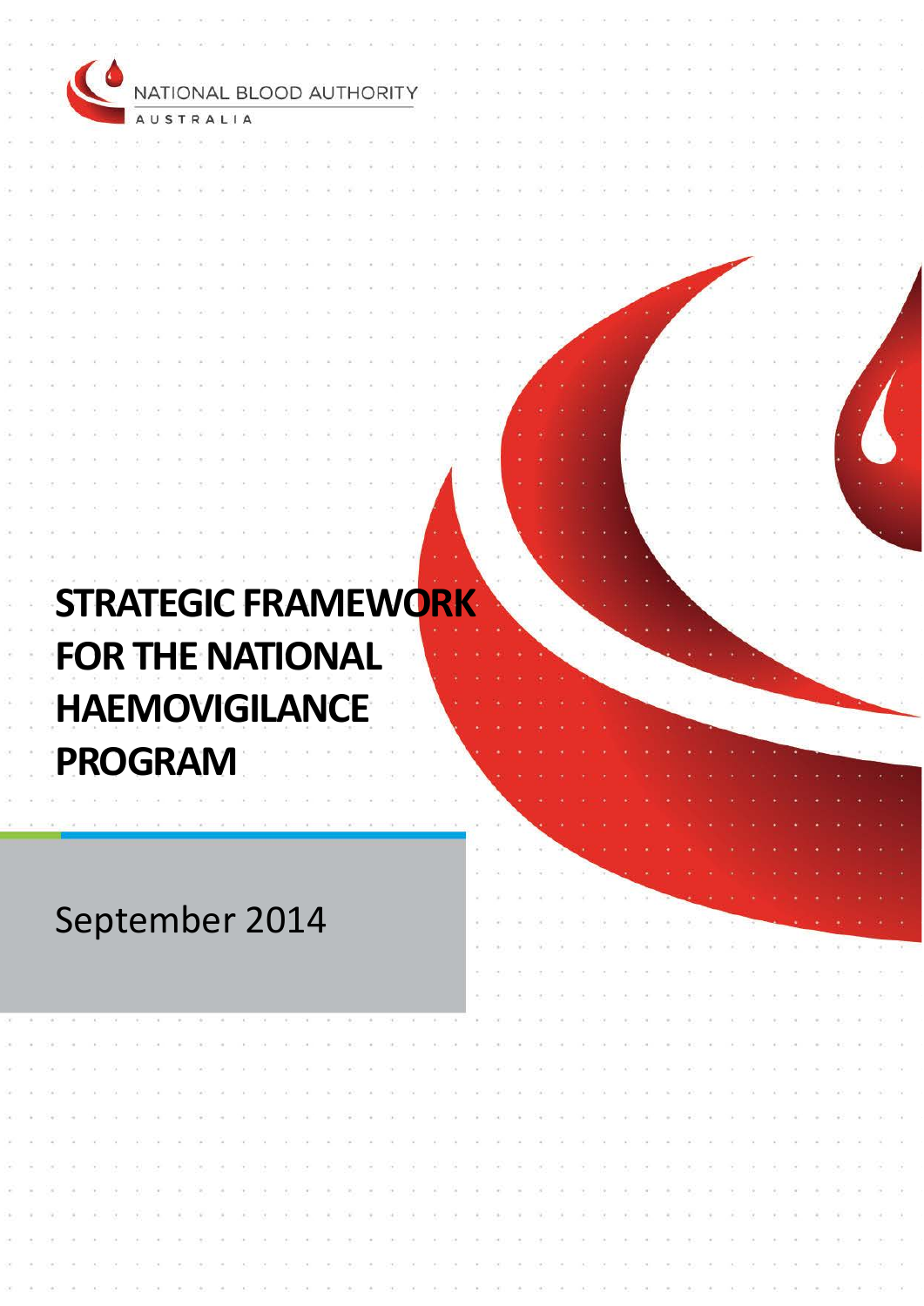NATIONAL BLOOD AUTHORITY
AUSTRALIA

# STRATEGIC FRAMEWORK FOR THE NATIONAL HAEMOVIGILANCE PROGRAM

September 2014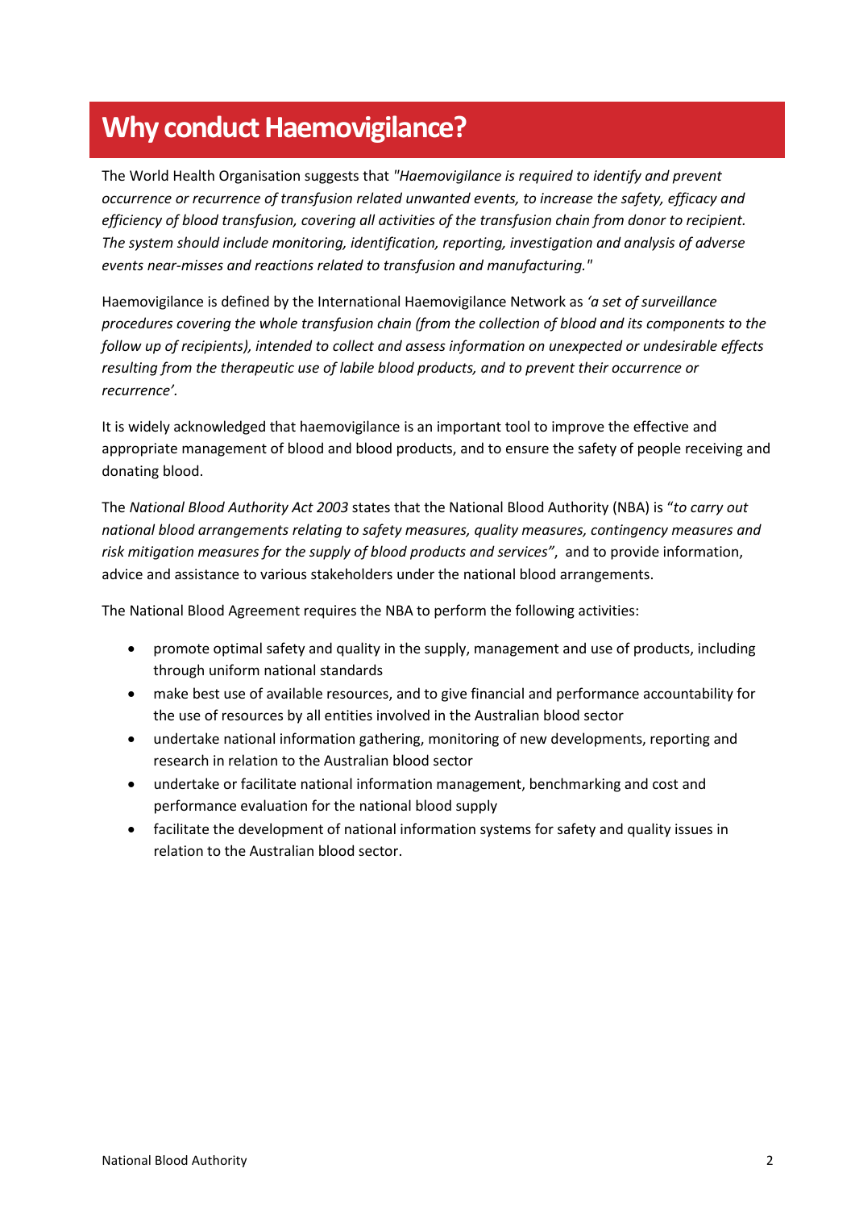# Why conduct Haemovigilance?

The World Health Organisation suggests that *"Haemovigilance is required to identify and prevent occurrence or recurrence of transfusion related unwanted events, to increase the safety, efficacy and efficiency of blood transfusion, covering all activities of the transfusion chain from donor to recipient. The system should include monitoring, identification, reporting, investigation and analysis of adverse events near-misses and reactions related to transfusion and manufacturing."*

Haemovigilance is defined by the International Haemovigilance Network as *'a set of surveillance procedures covering the whole transfusion chain (from the collection of blood and its components to the follow up of recipients), intended to collect and assess information on unexpected or undesirable effects resulting from the therapeutic use of labile blood products, and to prevent their occurrence or recurrence'.*

It is widely acknowledged that haemovigilance is an important tool to improve the effective and appropriate management of blood and blood products, and to ensure the safety of people receiving and donating blood.

The *National Blood Authority Act 2003* states that the National Blood Authority (NBA) is "*to carry out national blood arrangements relating to safety measures, quality measures, contingency measures and risk mitigation measures for the supply of blood products and services"*, and to provide information, advice and assistance to various stakeholders under the national blood arrangements.

The National Blood Agreement requires the NBA to perform the following activities:

- promote optimal safety and quality in the supply, management and use of products, including through uniform national standards
- make best use of available resources, and to give financial and performance accountability for the use of resources by all entities involved in the Australian blood sector
- undertake national information gathering, monitoring of new developments, reporting and research in relation to the Australian blood sector
- undertake or facilitate national information management, benchmarking and cost and performance evaluation for the national blood supply
- facilitate the development of national information systems for safety and quality issues in relation to the Australian blood sector.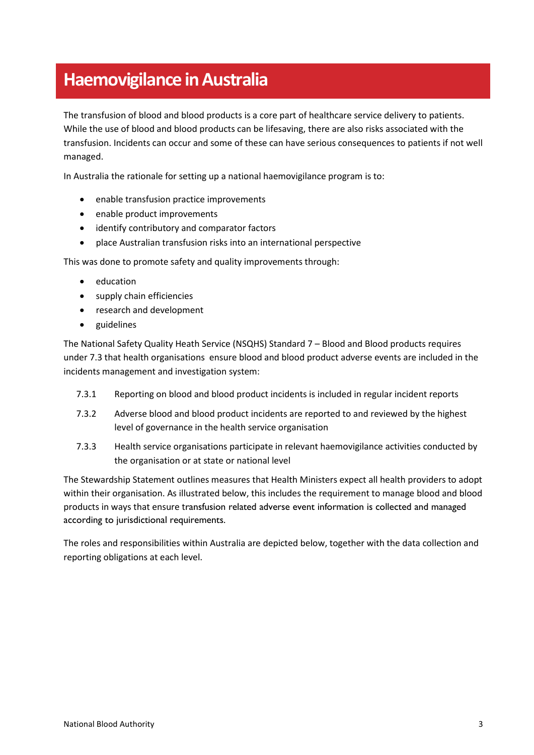# Haemovigilance in Australia

The transfusion of blood and blood products is a core part of healthcare service delivery to patients. While the use of blood and blood products can be lifesaving, there are also risks associated with the transfusion. Incidents can occur and some of these can have serious consequences to patients if not well managed.

In Australia the rationale for setting up a national haemovigilance program is to:

- enable transfusion practice improvements
- enable product improvements
- identify contributory and comparator factors
- place Australian transfusion risks into an international perspective

This was done to promote safety and quality improvements through:

- education
- supply chain efficiencies
- research and development
- guidelines

The National Safety Quality Heath Service (NSQHS) Standard 7 – Blood and Blood products requires under 7.3 that health organisations ensure blood and blood product adverse events are included in the incidents management and investigation system:

7.3.1 Reporting on blood and blood product incidents is included in regular incident reports

7.3.2 Adverse blood and blood product incidents are reported to and reviewed by the highest level of governance in the health service organisation

7.3.3 Health service organisations participate in relevant haemovigilance activities conducted by the organisation or at state or national level

The Stewardship Statement outlines measures that Health Ministers expect all health providers to adopt within their organisation. As illustrated below, this includes the requirement to manage blood and blood products in ways that ensure transfusion related adverse event information is collected and managed according to jurisdictional requirements.

The roles and responsibilities within Australia are depicted below, together with the data collection and reporting obligations at each level.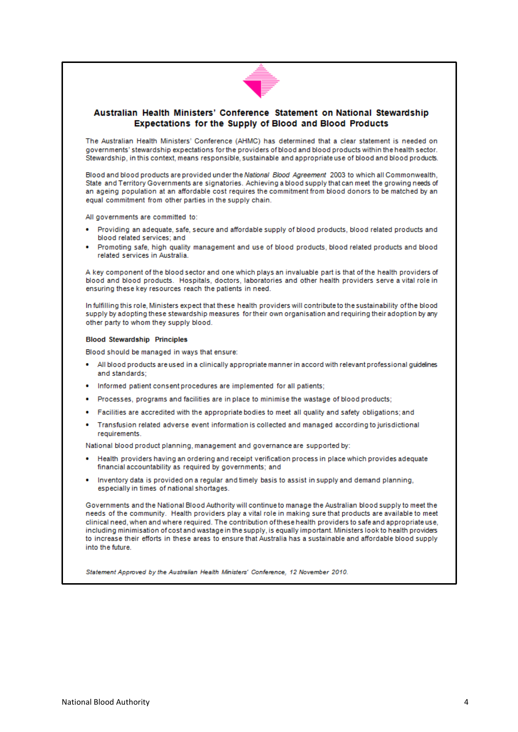## Australian Health Ministers' Conference Statement on National Stewardship Expectations for the Supply of Blood and Blood Products

The Australian Health Ministers' Conference (AHMC) has determined that a clear statement is needed on governments' stewardship expectations for the providers of blood and blood products within the health sector. Stewardship, in this context, means responsible, sustainable and appropriate use of blood and blood products.

Blood and blood products are provided under the *National Blood Agreement* 2003 to which all Commonwealth, State and Territory Governments are signatories. Achieving a blood supply that can meet the growing needs of an ageing population at an affordable cost requires the commitment from blood donors to be matched by an equal commitment from other parties in the supply chain.

All governments are committed to:

- Providing an adequate, safe, secure and affordable supply of blood products, blood related products and blood related services; and
- Promoting safe, high quality management and use of blood products, blood related products and blood related services in Australia.

A key component of the blood sector and one which plays an invaluable part is that of the health providers of blood and blood products. Hospitals, doctors, laboratories and other health providers serve a vital role in ensuring these key resources reach the patients in need.

In fulfilling this role, Ministers expect that these health providers will contribute to the sustainability of the blood supply by adopting these stewardship measures for their own organisation and requiring their adoption by any other party to whom they supply blood.

**Blood Stewardship Principles**

Blood should be managed in ways that ensure:

- All blood products are used in a clinically appropriate manner in accord with relevant professional guidelines and standards;
- Informed patient consent procedures are implemented for all patients;
- Processes, programs and facilities are in place to minimise the wastage of blood products;
- Facilities are accredited with the appropriate bodies to meet all quality and safety obligations; and
- Transfusion related adverse event information is collected and managed according to jurisdictional requirements.

National blood product planning, management and governance are supported by:

- Health providers having an ordering and receipt verification process in place which provides adequate financial accountability as required by governments; and
- Inventory data is provided on a regular and timely basis to assist in supply and demand planning, especially in times of national shortages.

Governments and the National Blood Authority will continue to manage the Australian blood supply to meet the needs of the community. Health providers play a vital role in making sure that products are available to meet clinical need, when and where required. The contribution of these health providers to safe and appropriate use, including minimisation of cost and wastage in the supply, is equally important. Ministers look to health providers to increase their efforts in these areas to ensure that Australia has a sustainable and affordable blood supply into the future.

*Statement Approved by the Australian Health Ministers' Conference, 12 November 2010.*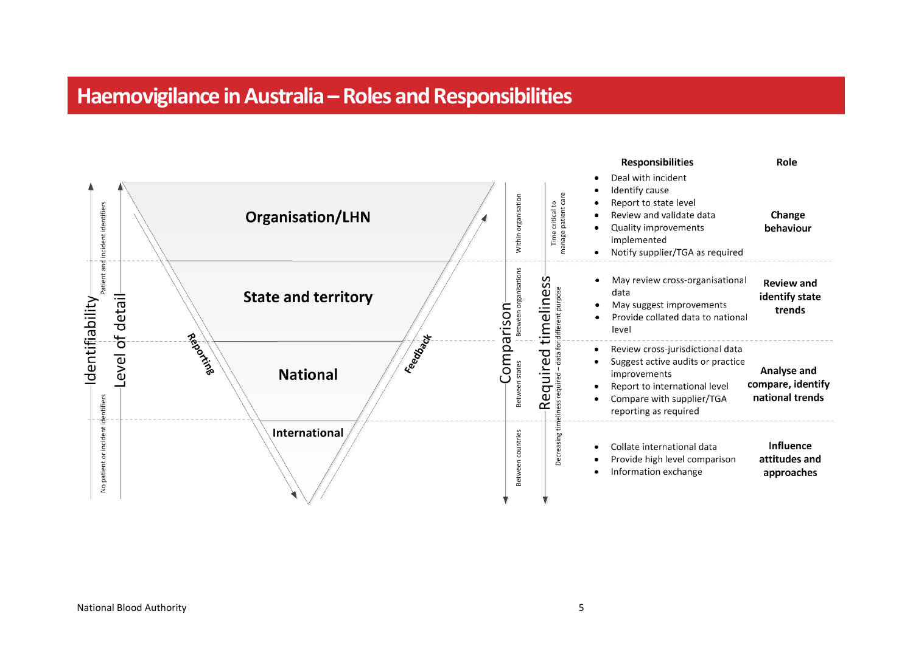# Haemovigilance in Australia – Roles and Responsibilities

| Level | Identifiability | Comparison | Required timeliness | Responsibilities | Role |
|---|---|---|---|---|---|
| Organisation/LHN | Patient and incident identifiers | Within organisation | Time critical to manage patient care | • Deal with incident<br>• Identify cause<br>• Report to state level<br>• Review and validate data<br>• Quality improvements implemented<br>• Notify supplier/TGA as required | Change behaviour |
| State and territory | Patient and incident identifiers | Between organisations | Decreasing timeliness required – data for different purpose | • May review cross-organisational data<br>• May suggest improvements<br>• Provide collated data to national level | Review and identify state trends |
| National | No patient or incident identifiers | Between states | Decreasing timeliness required – data for different purpose | • Review cross-jurisdictional data<br>• Suggest active audits or practice improvements<br>• Report to international level<br>• Compare with supplier/TGA reporting as required | Analyse and compare, identify national trends |
| International | No patient or incident identifiers | Between countries | Decreasing timeliness required – data for different purpose | • Collate international data<br>• Provide high level comparison<br>• Information exchange | Influence attitudes and approaches |

Level of detail decreases from Organisation/LHN to International. Reporting flows downward from Organisation/LHN to International; Feedback flows upward from International to Organisation/LHN.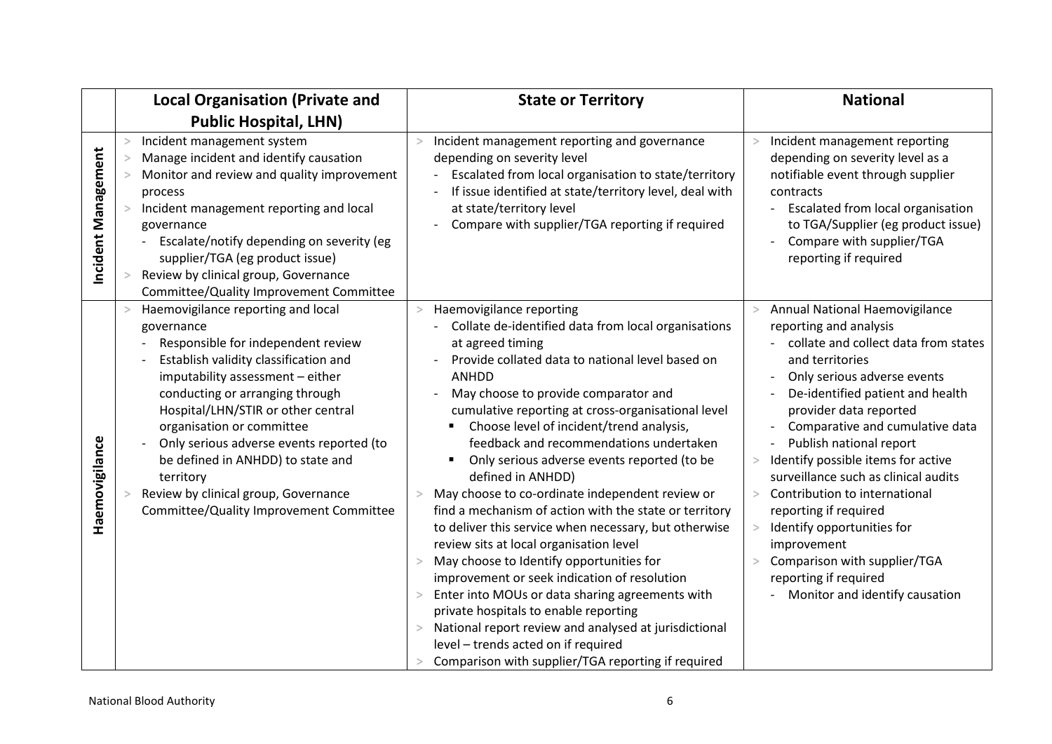| | Local Organisation (Private and Public Hospital, LHN) | State or Territory | National |
|---|---|---|---|
| **Incident Management** | > Incident management system<br>> Manage incident and identify causation<br>> Monitor and review and quality improvement process<br>> Incident management reporting and local governance<br>&nbsp;&nbsp;- Escalate/notify depending on severity (eg supplier/TGA (eg product issue)<br>> Review by clinical group, Governance Committee/Quality Improvement Committee | > Incident management reporting and governance depending on severity level<br>&nbsp;&nbsp;- Escalated from local organisation to state/territory<br>&nbsp;&nbsp;- If issue identified at state/territory level, deal with at state/territory level<br>&nbsp;&nbsp;- Compare with supplier/TGA reporting if required | > Incident management reporting depending on severity level as a notifiable event through supplier contracts<br>&nbsp;&nbsp;- Escalated from local organisation to TGA/Supplier (eg product issue)<br>&nbsp;&nbsp;- Compare with supplier/TGA reporting if required |
| **Haemovigilance** | > Haemovigilance reporting and local governance<br>&nbsp;&nbsp;- Responsible for independent review<br>&nbsp;&nbsp;- Establish validity classification and imputability assessment – either conducting or arranging through Hospital/LHN/STIR or other central organisation or committee<br>&nbsp;&nbsp;- Only serious adverse events reported (to be defined in ANHDD) to state and territory<br>> Review by clinical group, Governance Committee/Quality Improvement Committee | > Haemovigilance reporting<br>&nbsp;&nbsp;- Collate de-identified data from local organisations at agreed timing<br>&nbsp;&nbsp;- Provide collated data to national level based on ANHDD<br>&nbsp;&nbsp;- May choose to provide comparator and cumulative reporting at cross-organisational level<br>&nbsp;&nbsp;&nbsp;&nbsp;▪ Choose level of incident/trend analysis, feedback and recommendations undertaken<br>&nbsp;&nbsp;&nbsp;&nbsp;▪ Only serious adverse events reported (to be defined in ANHDD)<br>> May choose to co-ordinate independent review or find a mechanism of action with the state or territory to deliver this service when necessary, but otherwise review sits at local organisation level<br>> May choose to Identify opportunities for improvement or seek indication of resolution<br>> Enter into MOUs or data sharing agreements with private hospitals to enable reporting<br>> National report review and analysed at jurisdictional level – trends acted on if required<br>> Comparison with supplier/TGA reporting if required | > Annual National Haemovigilance reporting and analysis<br>&nbsp;&nbsp;- collate and collect data from states and territories<br>&nbsp;&nbsp;- Only serious adverse events<br>&nbsp;&nbsp;- De-identified patient and health provider data reported<br>&nbsp;&nbsp;- Comparative and cumulative data<br>&nbsp;&nbsp;- Publish national report<br>> Identify possible items for active surveillance such as clinical audits<br>> Contribution to international reporting if required<br>> Identify opportunities for improvement<br>> Comparison with supplier/TGA reporting if required<br>&nbsp;&nbsp;- Monitor and identify causation |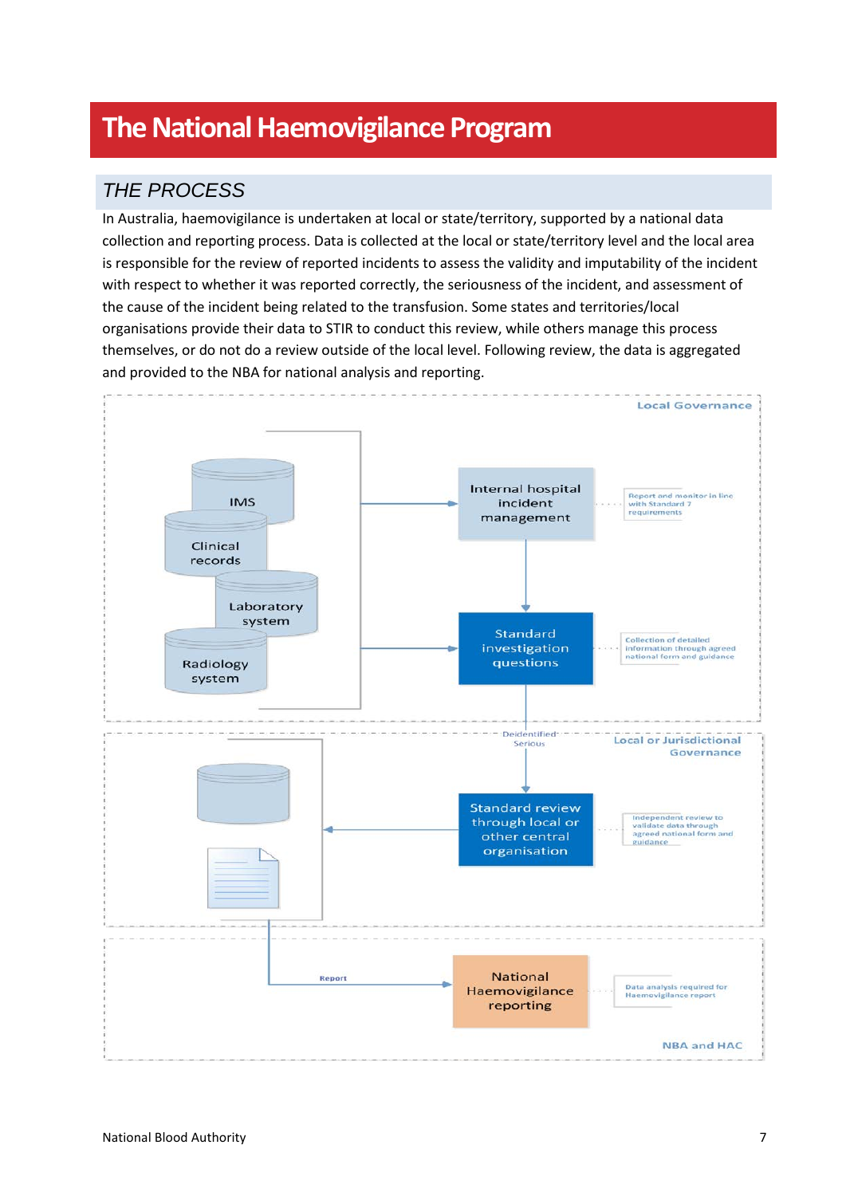# The National Haemovigilance Program

## *THE PROCESS*

In Australia, haemovigilance is undertaken at local or state/territory, supported by a national data collection and reporting process. Data is collected at the local or state/territory level and the local area is responsible for the review of reported incidents to assess the validity and imputability of the incident with respect to whether it was reported correctly, the seriousness of the incident, and assessment of the cause of the incident being related to the transfusion. Some states and territories/local organisations provide their data to STIR to conduct this review, while others manage this process themselves, or do not do a review outside of the local level. Following review, the data is aggregated and provided to the NBA for national analysis and reporting.

Local Governance

IMS

Clinical records

Laboratory system

Radiology system

Internal hospital incident management

Report and monitor in line with Standard 7 requirements

Standard investigation questions

Collection of detailed information through agreed national form and guidance

Deidentified: Serious

Local or Jurisdictional Governance

Standard review through local or other central organisation

Independent review to validate data through agreed national form and guidance

Report

National Haemovigilance reporting

Data analysis required for Haemovigilance report

NBA and HAC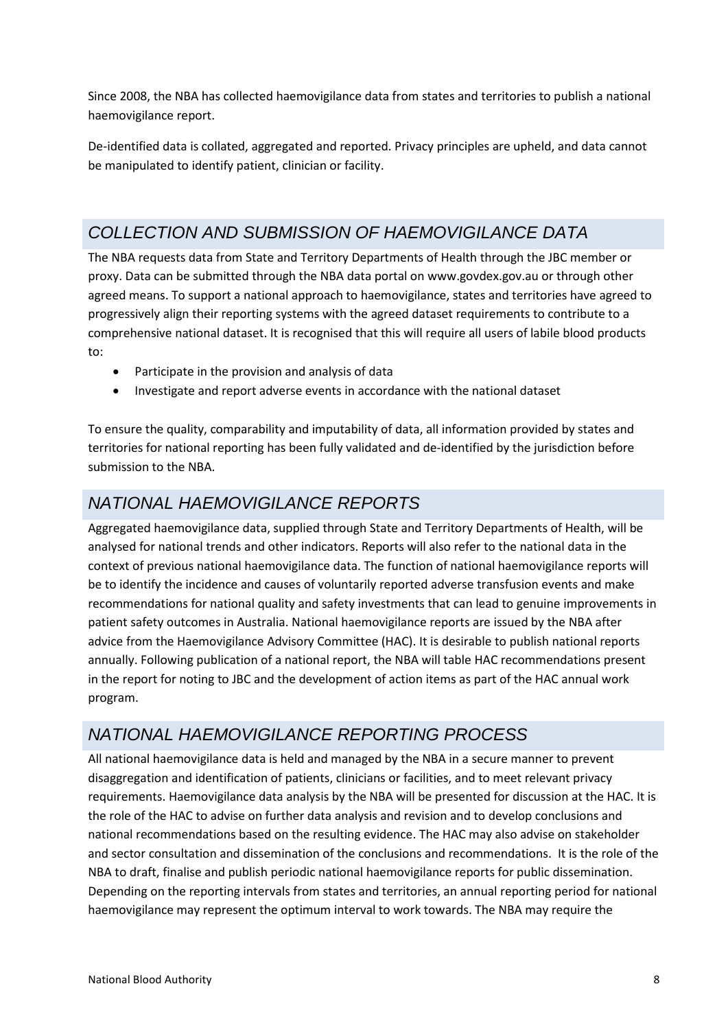Since 2008, the NBA has collected haemovigilance data from states and territories to publish a national haemovigilance report.

De-identified data is collated, aggregated and reported. Privacy principles are upheld, and data cannot be manipulated to identify patient, clinician or facility.

## *COLLECTION AND SUBMISSION OF HAEMOVIGILANCE DATA*

The NBA requests data from State and Territory Departments of Health through the JBC member or proxy. Data can be submitted through the NBA data portal on www.govdex.gov.au or through other agreed means. To support a national approach to haemovigilance, states and territories have agreed to progressively align their reporting systems with the agreed dataset requirements to contribute to a comprehensive national dataset. It is recognised that this will require all users of labile blood products to:

- Participate in the provision and analysis of data
- Investigate and report adverse events in accordance with the national dataset

To ensure the quality, comparability and imputability of data, all information provided by states and territories for national reporting has been fully validated and de-identified by the jurisdiction before submission to the NBA.

## *NATIONAL HAEMOVIGILANCE REPORTS*

Aggregated haemovigilance data, supplied through State and Territory Departments of Health, will be analysed for national trends and other indicators. Reports will also refer to the national data in the context of previous national haemovigilance data. The function of national haemovigilance reports will be to identify the incidence and causes of voluntarily reported adverse transfusion events and make recommendations for national quality and safety investments that can lead to genuine improvements in patient safety outcomes in Australia. National haemovigilance reports are issued by the NBA after advice from the Haemovigilance Advisory Committee (HAC). It is desirable to publish national reports annually. Following publication of a national report, the NBA will table HAC recommendations present in the report for noting to JBC and the development of action items as part of the HAC annual work program.

## *NATIONAL HAEMOVIGILANCE REPORTING PROCESS*

All national haemovigilance data is held and managed by the NBA in a secure manner to prevent disaggregation and identification of patients, clinicians or facilities, and to meet relevant privacy requirements. Haemovigilance data analysis by the NBA will be presented for discussion at the HAC. It is the role of the HAC to advise on further data analysis and revision and to develop conclusions and national recommendations based on the resulting evidence. The HAC may also advise on stakeholder and sector consultation and dissemination of the conclusions and recommendations. It is the role of the NBA to draft, finalise and publish periodic national haemovigilance reports for public dissemination. Depending on the reporting intervals from states and territories, an annual reporting period for national haemovigilance may represent the optimum interval to work towards. The NBA may require the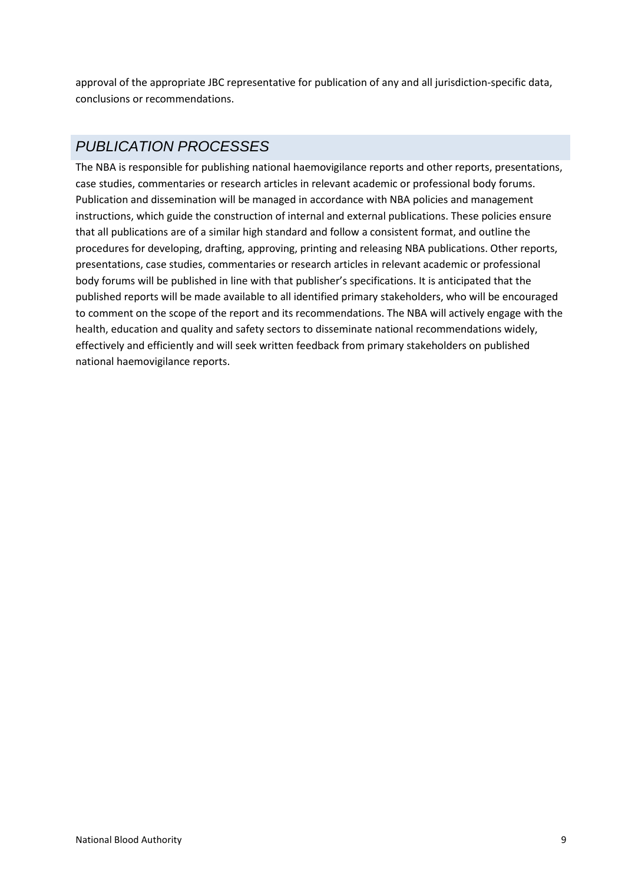approval of the appropriate JBC representative for publication of any and all jurisdiction-specific data, conclusions or recommendations.

## *PUBLICATION PROCESSES*

The NBA is responsible for publishing national haemovigilance reports and other reports, presentations, case studies, commentaries or research articles in relevant academic or professional body forums. Publication and dissemination will be managed in accordance with NBA policies and management instructions, which guide the construction of internal and external publications. These policies ensure that all publications are of a similar high standard and follow a consistent format, and outline the procedures for developing, drafting, approving, printing and releasing NBA publications. Other reports, presentations, case studies, commentaries or research articles in relevant academic or professional body forums will be published in line with that publisher's specifications. It is anticipated that the published reports will be made available to all identified primary stakeholders, who will be encouraged to comment on the scope of the report and its recommendations. The NBA will actively engage with the health, education and quality and safety sectors to disseminate national recommendations widely, effectively and efficiently and will seek written feedback from primary stakeholders on published national haemovigilance reports.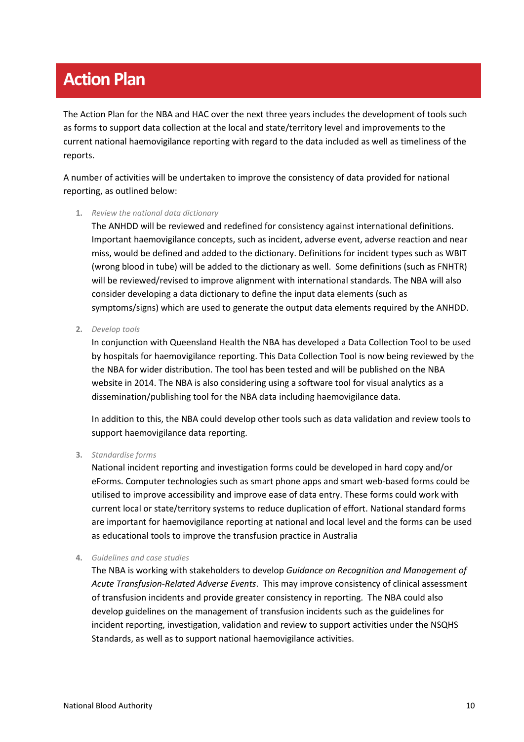# Action Plan

The Action Plan for the NBA and HAC over the next three years includes the development of tools such as forms to support data collection at the local and state/territory level and improvements to the current national haemovigilance reporting with regard to the data included as well as timeliness of the reports.

A number of activities will be undertaken to improve the consistency of data provided for national reporting, as outlined below:

1. *Review the national data dictionary*
   The ANHDD will be reviewed and redefined for consistency against international definitions. Important haemovigilance concepts, such as incident, adverse event, adverse reaction and near miss, would be defined and added to the dictionary. Definitions for incident types such as WBIT (wrong blood in tube) will be added to the dictionary as well. Some definitions (such as FNHTR) will be reviewed/revised to improve alignment with international standards. The NBA will also consider developing a data dictionary to define the input data elements (such as symptoms/signs) which are used to generate the output data elements required by the ANHDD.

2. *Develop tools*
   In conjunction with Queensland Health the NBA has developed a Data Collection Tool to be used by hospitals for haemovigilance reporting. This Data Collection Tool is now being reviewed by the the NBA for wider distribution. The tool has been tested and will be published on the NBA website in 2014. The NBA is also considering using a software tool for visual analytics as a dissemination/publishing tool for the NBA data including haemovigilance data.

   In addition to this, the NBA could develop other tools such as data validation and review tools to support haemovigilance data reporting.

3. *Standardise forms*
   National incident reporting and investigation forms could be developed in hard copy and/or eForms. Computer technologies such as smart phone apps and smart web-based forms could be utilised to improve accessibility and improve ease of data entry. These forms could work with current local or state/territory systems to reduce duplication of effort. National standard forms are important for haemovigilance reporting at national and local level and the forms can be used as educational tools to improve the transfusion practice in Australia

4. *Guidelines and case studies*
   The NBA is working with stakeholders to develop *Guidance on Recognition and Management of Acute Transfusion-Related Adverse Events*. This may improve consistency of clinical assessment of transfusion incidents and provide greater consistency in reporting. The NBA could also develop guidelines on the management of transfusion incidents such as the guidelines for incident reporting, investigation, validation and review to support activities under the NSQHS Standards, as well as to support national haemovigilance activities.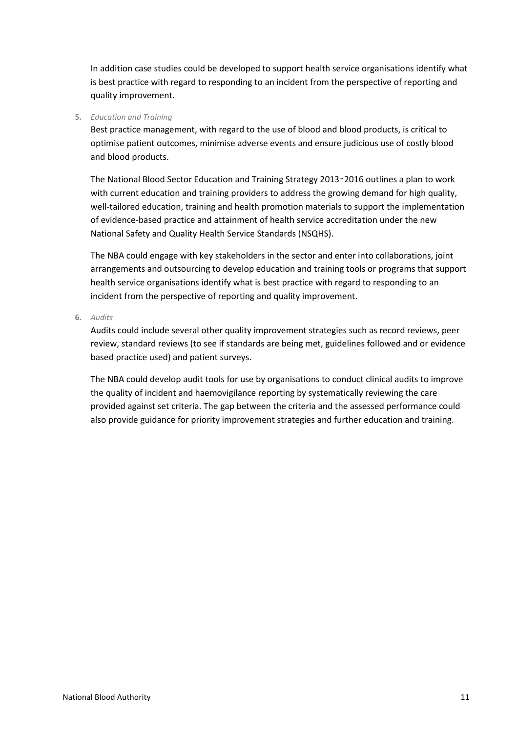In addition case studies could be developed to support health service organisations identify what is best practice with regard to responding to an incident from the perspective of reporting and quality improvement.

5. *Education and Training*

   Best practice management, with regard to the use of blood and blood products, is critical to optimise patient outcomes, minimise adverse events and ensure judicious use of costly blood and blood products.

   The National Blood Sector Education and Training Strategy 2013‑2016 outlines a plan to work with current education and training providers to address the growing demand for high quality, well-tailored education, training and health promotion materials to support the implementation of evidence-based practice and attainment of health service accreditation under the new National Safety and Quality Health Service Standards (NSQHS).

   The NBA could engage with key stakeholders in the sector and enter into collaborations, joint arrangements and outsourcing to develop education and training tools or programs that support health service organisations identify what is best practice with regard to responding to an incident from the perspective of reporting and quality improvement.

6. *Audits*

   Audits could include several other quality improvement strategies such as record reviews, peer review, standard reviews (to see if standards are being met, guidelines followed and or evidence based practice used) and patient surveys.

   The NBA could develop audit tools for use by organisations to conduct clinical audits to improve the quality of incident and haemovigilance reporting by systematically reviewing the care provided against set criteria. The gap between the criteria and the assessed performance could also provide guidance for priority improvement strategies and further education and training.